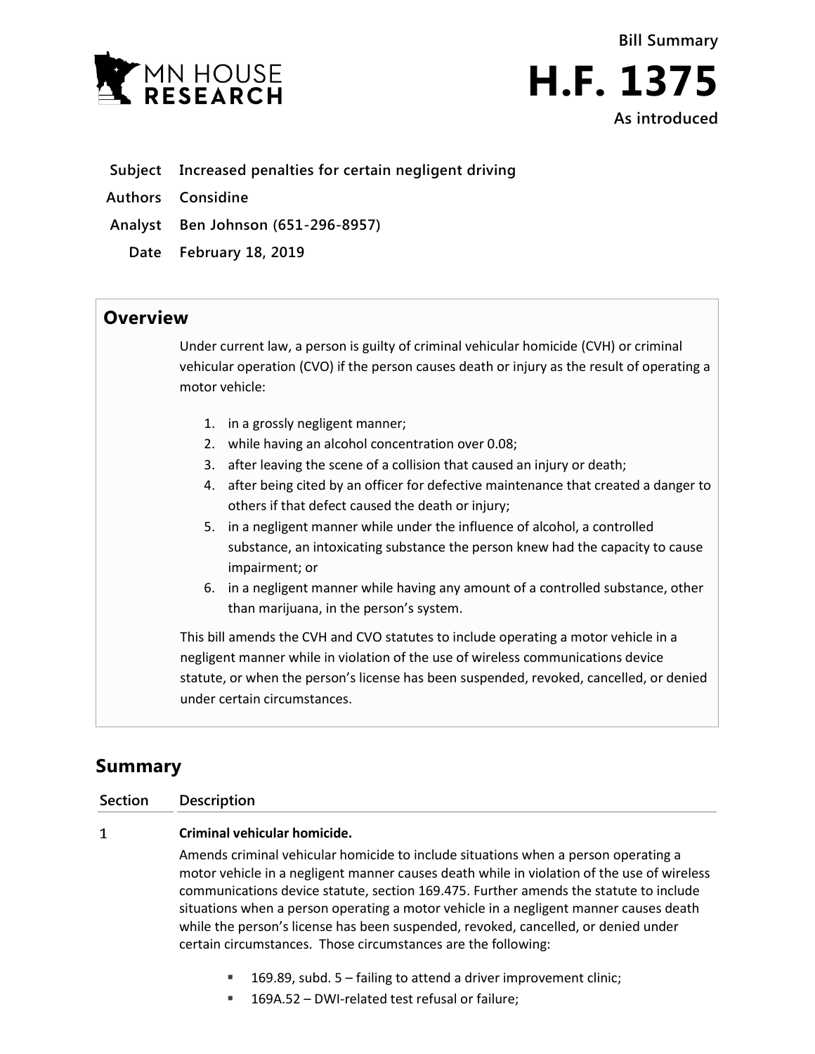MN HOUSE RESEARCH

Bill Summary

# H.F. 1375

As introduced

**Subject** Increased penalties for certain negligent driving

**Authors** Considine

**Analyst** Ben Johnson (651-296-8957)

**Date** February 18, 2019

## Overview

Under current law, a person is guilty of criminal vehicular homicide (CVH) or criminal vehicular operation (CVO) if the person causes death or injury as the result of operating a motor vehicle:

1. in a grossly negligent manner;
2. while having an alcohol concentration over 0.08;
3. after leaving the scene of a collision that caused an injury or death;
4. after being cited by an officer for defective maintenance that created a danger to others if that defect caused the death or injury;
5. in a negligent manner while under the influence of alcohol, a controlled substance, an intoxicating substance the person knew had the capacity to cause impairment; or
6. in a negligent manner while having any amount of a controlled substance, other than marijuana, in the person's system.

This bill amends the CVH and CVO statutes to include operating a motor vehicle in a negligent manner while in violation of the use of wireless communications device statute, or when the person's license has been suspended, revoked, cancelled, or denied under certain circumstances.

## Summary

| Section | Description |
|---|---|
| 1 | **Criminal vehicular homicide.**<br>Amends criminal vehicular homicide to include situations when a person operating a motor vehicle in a negligent manner causes death while in violation of the use of wireless communications device statute, section 169.475. Further amends the statute to include situations when a person operating a motor vehicle in a negligent manner causes death while the person's license has been suspended, revoked, cancelled, or denied under certain circumstances. Those circumstances are the following:<br>▪ 169.89, subd. 5 – failing to attend a driver improvement clinic;<br>▪ 169A.52 – DWI-related test refusal or failure; |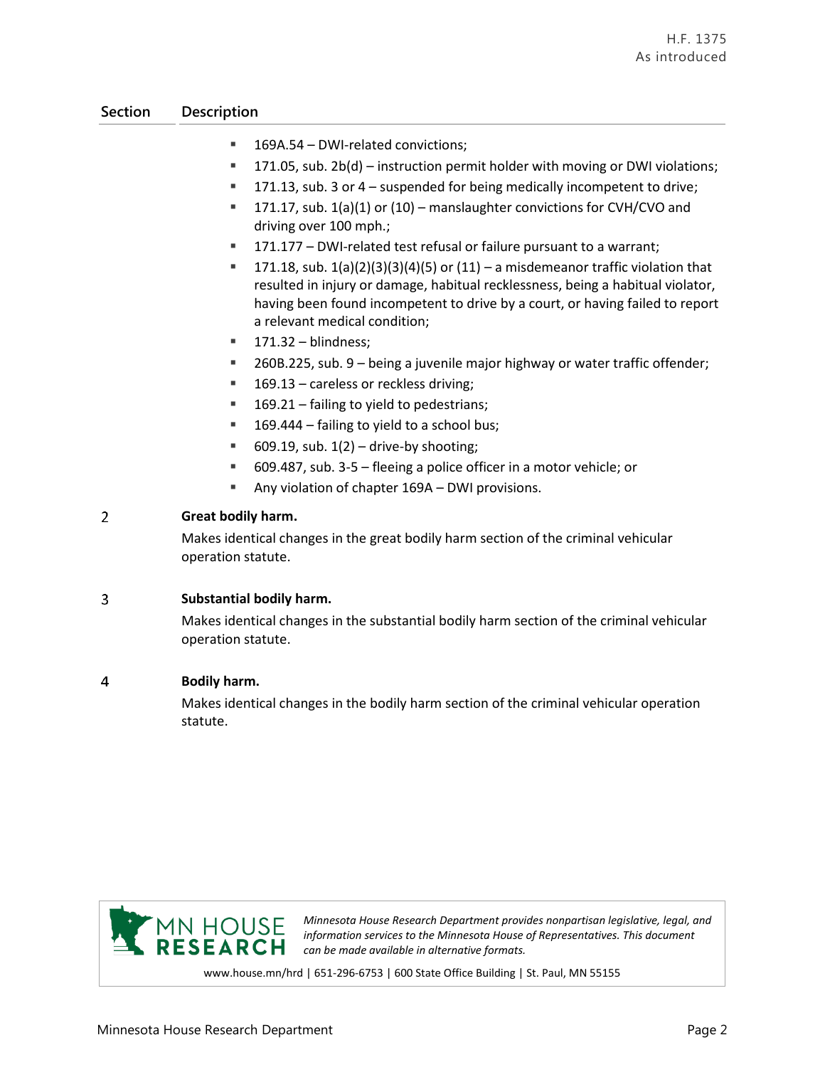| Section | Description |
|---|---|
| | ▪ 169A.54 – DWI-related convictions;<br>▪ 171.05, sub. 2b(d) – instruction permit holder with moving or DWI violations;<br>▪ 171.13, sub. 3 or 4 – suspended for being medically incompetent to drive;<br>▪ 171.17, sub. 1(a)(1) or (10) – manslaughter convictions for CVH/CVO and driving over 100 mph.;<br>▪ 171.177 – DWI-related test refusal or failure pursuant to a warrant;<br>▪ 171.18, sub. 1(a)(2)(3)(3)(4)(5) or (11) – a misdemeanor traffic violation that resulted in injury or damage, habitual recklessness, being a habitual violator, having been found incompetent to drive by a court, or having failed to report a relevant medical condition;<br>▪ 171.32 – blindness;<br>▪ 260B.225, sub. 9 – being a juvenile major highway or water traffic offender;<br>▪ 169.13 – careless or reckless driving;<br>▪ 169.21 – failing to yield to pedestrians;<br>▪ 169.444 – failing to yield to a school bus;<br>▪ 609.19, sub. 1(2) – drive-by shooting;<br>▪ 609.487, sub. 3-5 – fleeing a police officer in a motor vehicle; or<br>▪ Any violation of chapter 169A – DWI provisions. |
| 2 | **Great bodily harm.**<br>Makes identical changes in the great bodily harm section of the criminal vehicular operation statute. |
| 3 | **Substantial bodily harm.**<br>Makes identical changes in the substantial bodily harm section of the criminal vehicular operation statute. |
| 4 | **Bodily harm.**<br>Makes identical changes in the bodily harm section of the criminal vehicular operation statute. |

MN HOUSE RESEARCH

*Minnesota House Research Department provides nonpartisan legislative, legal, and information services to the Minnesota House of Representatives. This document can be made available in alternative formats.*

www.house.mn/hrd | 651-296-6753 | 600 State Office Building | St. Paul, MN 55155